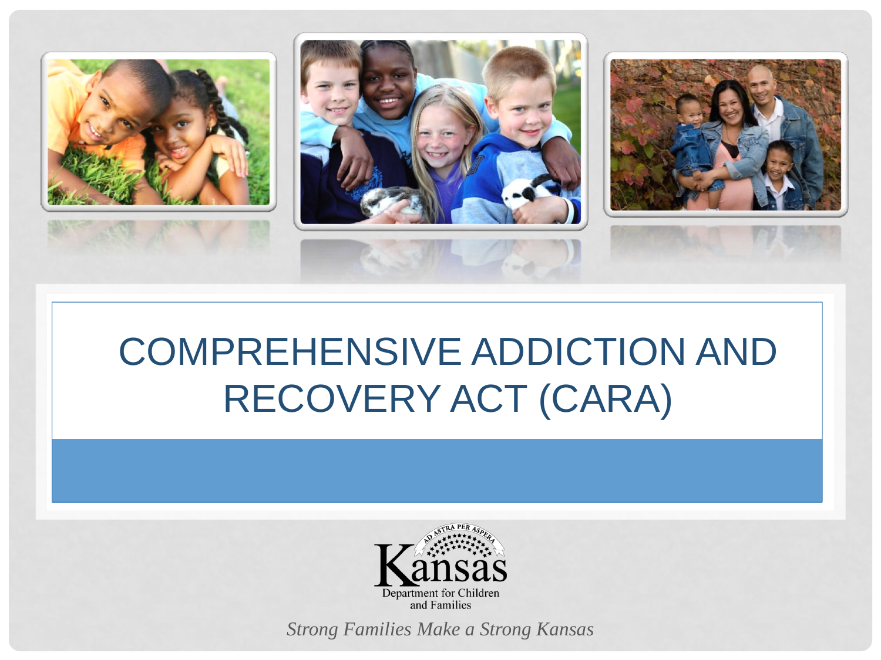# COMPREHENSIVE ADDICTION AND RECOVERY ACT (CARA)

Kansas Department for Children and Families

*Strong Families Make a Strong Kansas*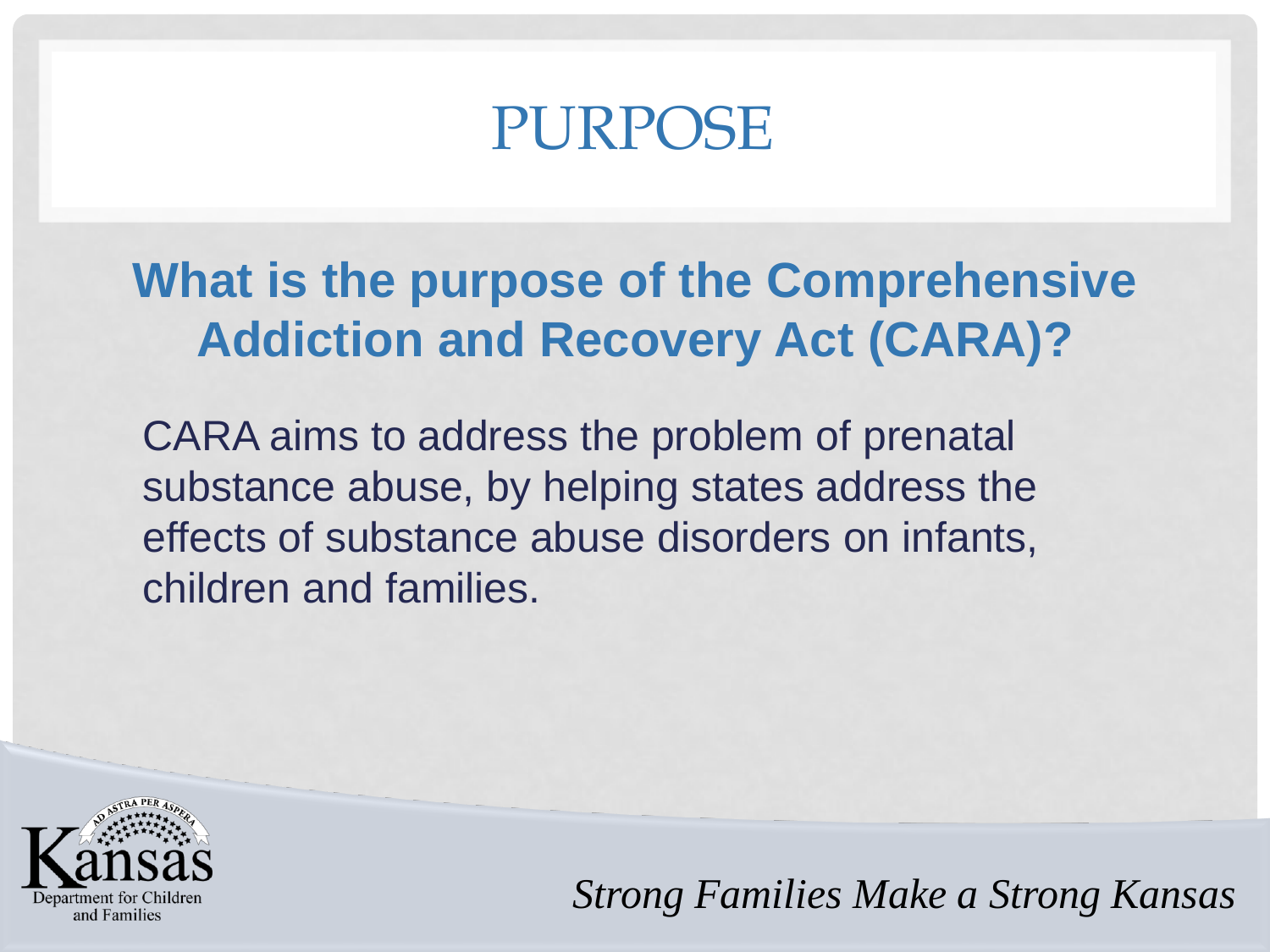# PURPOSE

**What is the purpose of the Comprehensive Addiction and Recovery Act (CARA)?**

CARA aims to address the problem of prenatal substance abuse, by helping states address the effects of substance abuse disorders on infants, children and families.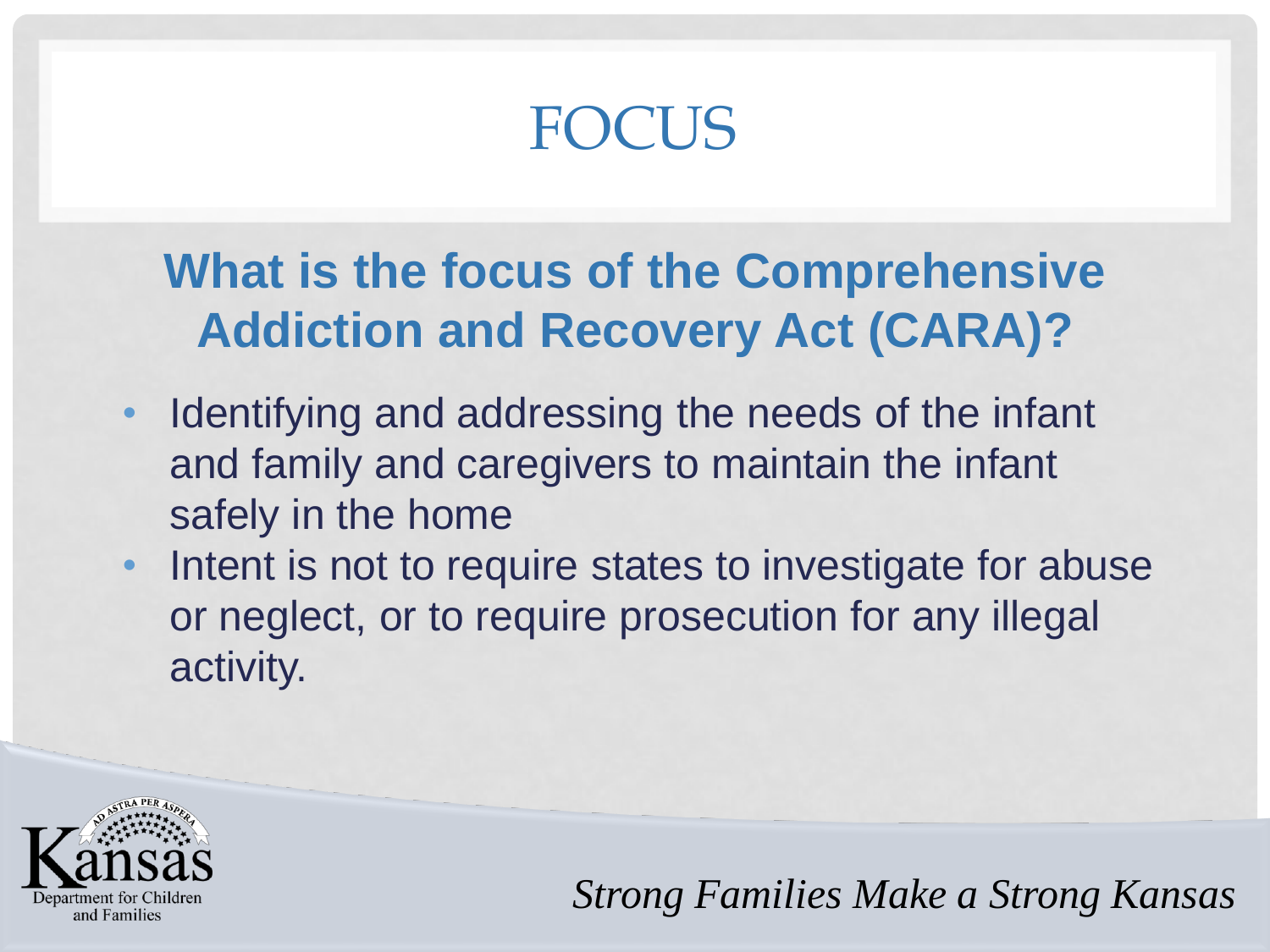# FOCUS

## What is the focus of the Comprehensive Addiction and Recovery Act (CARA)?

- Identifying and addressing the needs of the infant and family and caregivers to maintain the infant safely in the home
- Intent is not to require states to investigate for abuse or neglect, or to require prosecution for any illegal activity.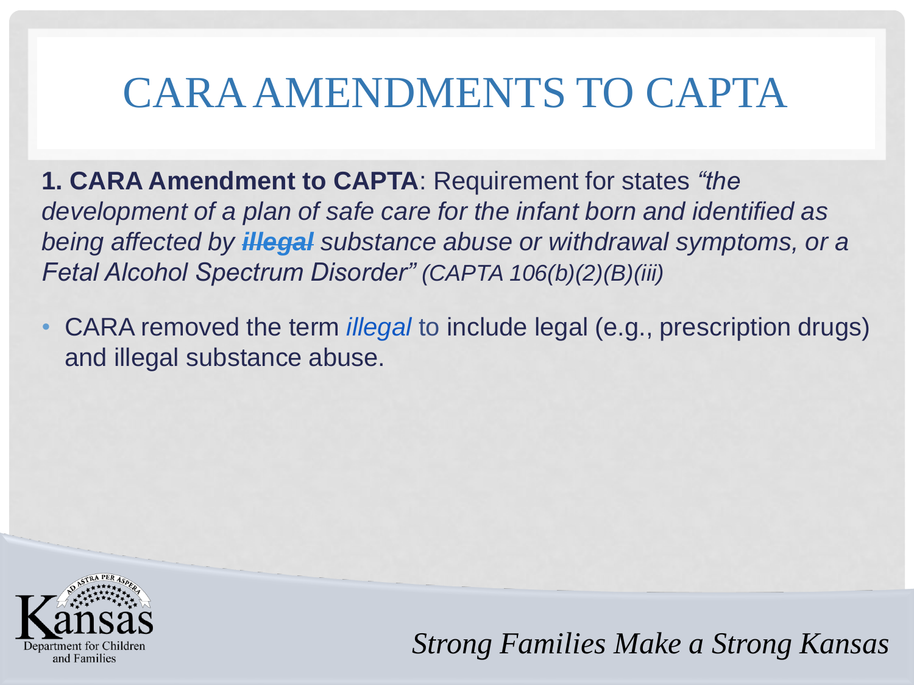# CARA AMENDMENTS TO CAPTA

**1. CARA Amendment to CAPTA**: Requirement for states *"the development of a plan of safe care for the infant born and identified as being affected by ~~**illegal**~~ substance abuse or withdrawal symptoms, or a Fetal Alcohol Spectrum Disorder" (CAPTA 106(b)(2)(B)(iii)*

- CARA removed the term *illegal* to include legal (e.g., prescription drugs) and illegal substance abuse.

*Strong Families Make a Strong Kansas*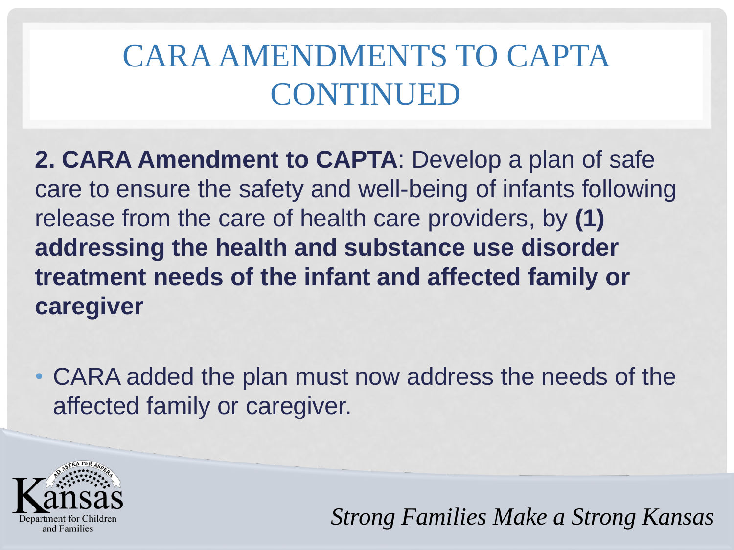# CARA AMENDMENTS TO CAPTA CONTINUED

**2. CARA Amendment to CAPTA**: Develop a plan of safe care to ensure the safety and well-being of infants following release from the care of health care providers, by **(1) addressing the health and substance use disorder treatment needs of the infant and affected family or caregiver**

- CARA added the plan must now address the needs of the affected family or caregiver.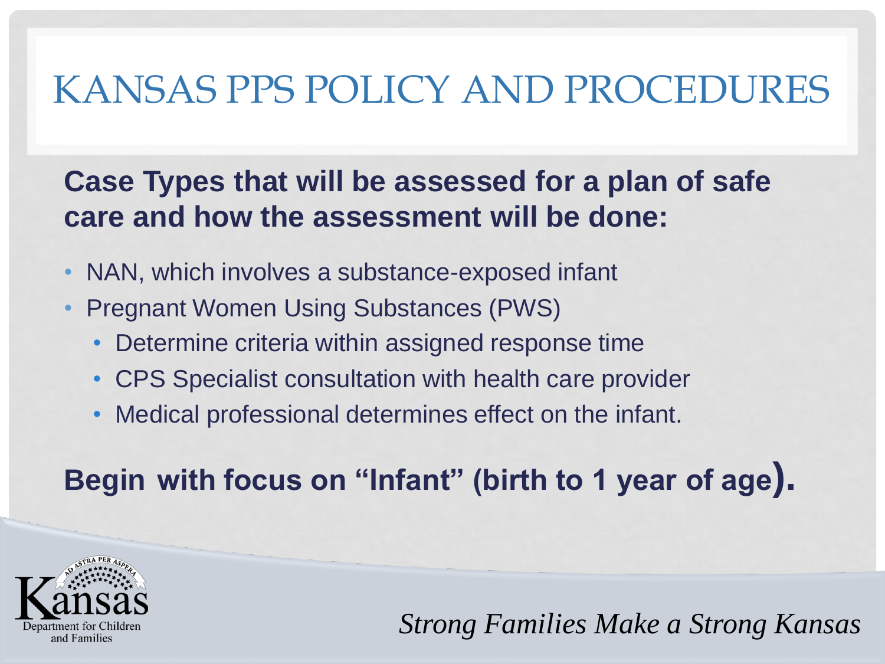# KANSAS PPS POLICY AND PROCEDURES

**Case Types that will be assessed for a plan of safe care and how the assessment will be done:**

- NAN, which involves a substance-exposed infant
- Pregnant Women Using Substances (PWS)
  - Determine criteria within assigned response time
  - CPS Specialist consultation with health care provider
  - Medical professional determines effect on the infant.

**Begin with focus on "Infant" (birth to 1 year of age).**

Kansas Department for Children and Families

*Strong Families Make a Strong Kansas*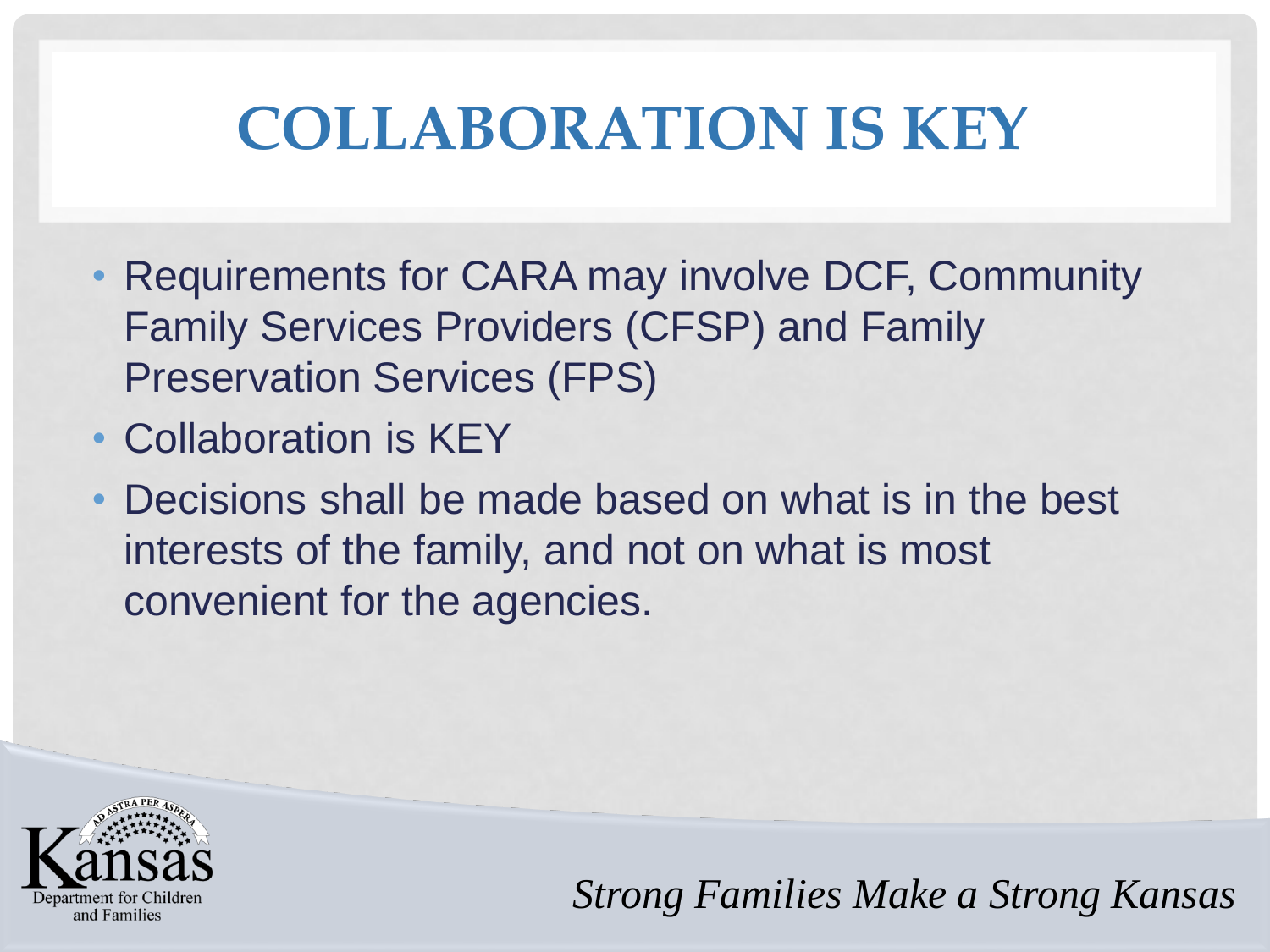# COLLABORATION IS KEY

- Requirements for CARA may involve DCF, Community Family Services Providers (CFSP) and Family Preservation Services (FPS)
- Collaboration is KEY
- Decisions shall be made based on what is in the best interests of the family, and not on what is most convenient for the agencies.

*Strong Families Make a Strong Kansas*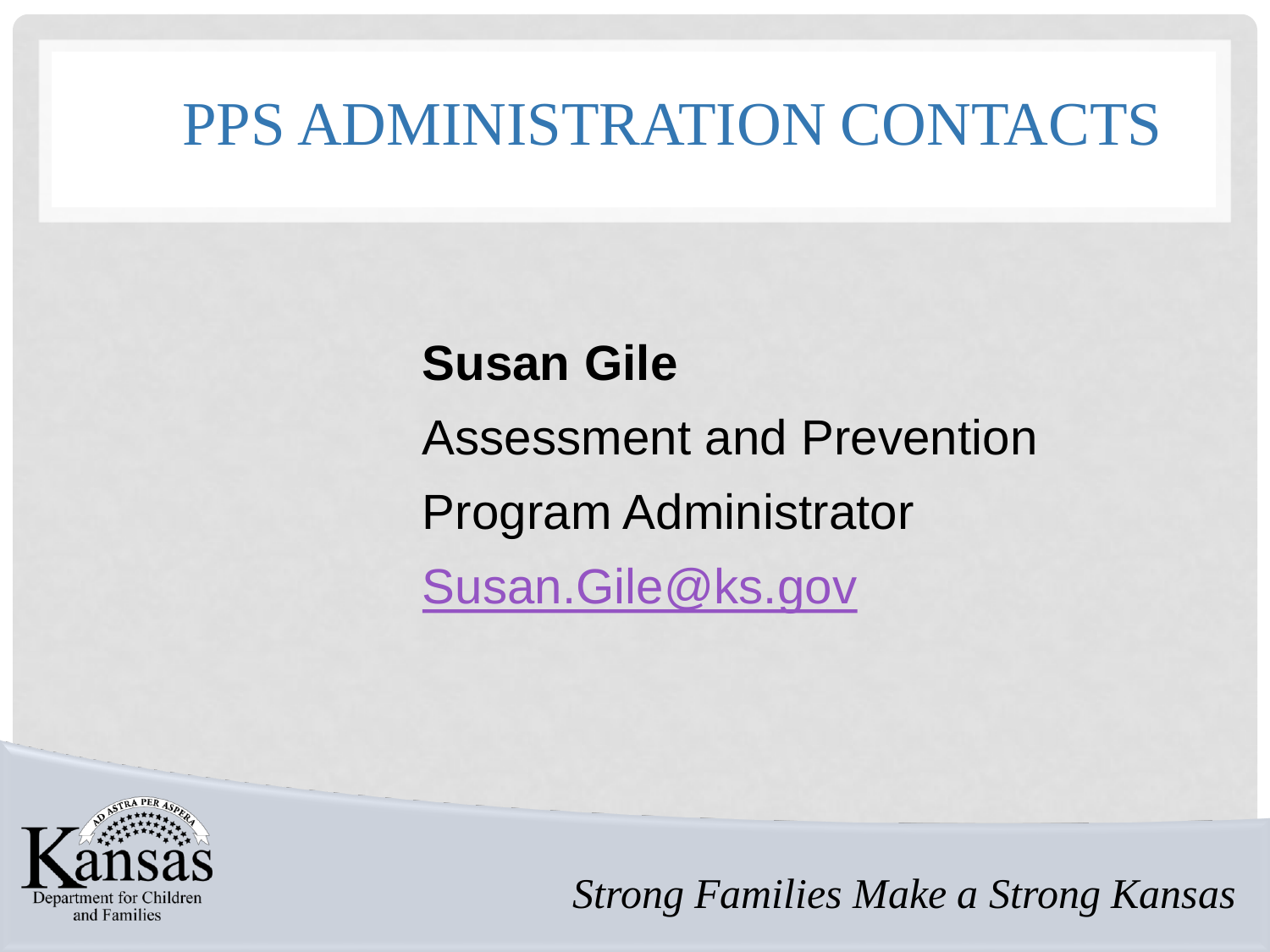# PPS ADMINISTRATION CONTACTS

**Susan Gile**

Assessment and Prevention

Program Administrator

Susan.Gile@ks.gov

Kansas Department for Children and Families

*Strong Families Make a Strong Kansas*